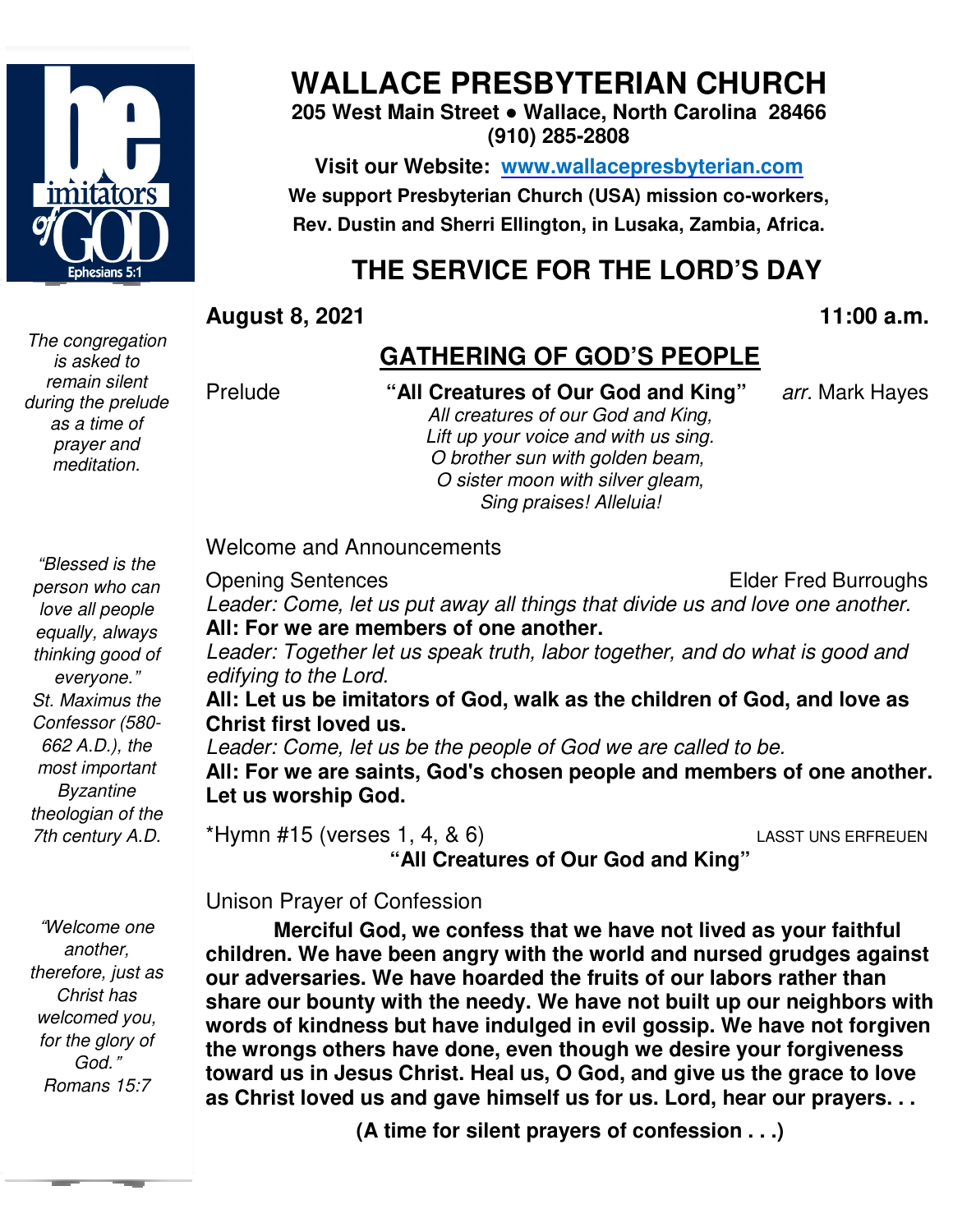# WALLACE PRESBYTERIAN CHURCH

**205 West Main Street • Wallace, North Carolina 28466**
**(910) 285-2808**

**Visit our Website: www.wallacepresbyterian.com**
**We support Presbyterian Church (USA) mission co-workers, Rev. Dustin and Sherri Ellington, in Lusaka, Zambia, Africa.**

be imitators of GOD
Ephesians 5:1

## THE SERVICE FOR THE LORD'S DAY

**August 8, 2021** **11:00 a.m.**

## GATHERING OF GOD'S PEOPLE

*The congregation is asked to remain silent during the prelude as a time of prayer and meditation.*

Prelude **"All Creatures of Our God and King"** *arr.* Mark Hayes

*All creatures of our God and King,*
*Lift up your voice and with us sing.*
*O brother sun with golden beam,*
*O sister moon with silver gleam,*
*Sing praises! Alleluia!*

Welcome and Announcements

Opening Sentences Elder Fred Burroughs

*Leader: Come, let us put away all things that divide us and love one another.*
**All: For we are members of one another.**
*Leader: Together let us speak truth, labor together, and do what is good and edifying to the Lord.*
**All: Let us be imitators of God, walk as the children of God, and love as Christ first loved us.**
*Leader: Come, let us be the people of God we are called to be.*
**All: For we are saints, God's chosen people and members of one another. Let us worship God.**

*"Blessed is the person who can love all people equally, always thinking good of everyone." St. Maximus the Confessor (580-662 A.D.), the most important Byzantine theologian of the 7th century A.D.*

*Hymn #15 (verses 1, 4, & 6) LASST UNS ERFREUEN
**"All Creatures of Our God and King"**

Unison Prayer of Confession

**Merciful God, we confess that we have not lived as your faithful children. We have been angry with the world and nursed grudges against our adversaries. We have hoarded the fruits of our labors rather than share our bounty with the needy. We have not built up our neighbors with words of kindness but have indulged in evil gossip. We have not forgiven the wrongs others have done, even though we desire your forgiveness toward us in Jesus Christ. Heal us, O God, and give us the grace to love as Christ loved us and gave himself us for us. Lord, hear our prayers. . .**

**(A time for silent prayers of confession . . .)**

*"Welcome one another, therefore, just as Christ has welcomed you, for the glory of God." Romans 15:7*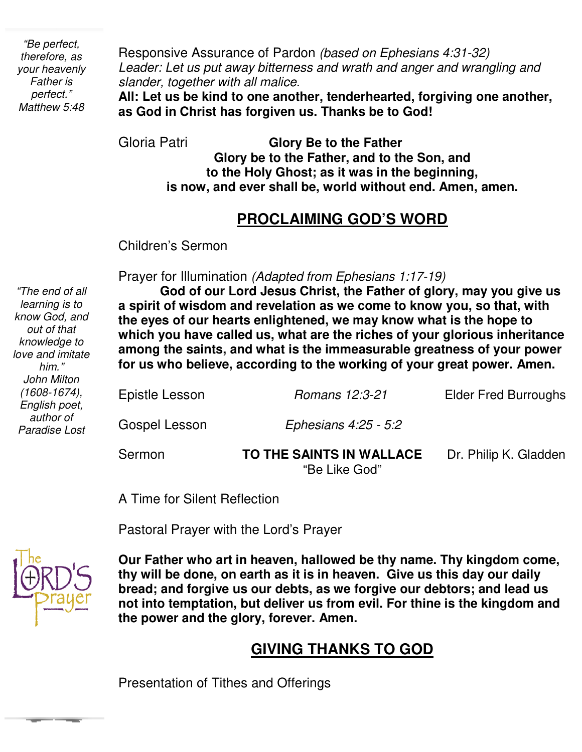*"Be perfect, therefore, as your heavenly Father is perfect."*
*Matthew 5:48*

Responsive Assurance of Pardon *(based on Ephesians 4:31-32)*
*Leader: Let us put away bitterness and wrath and anger and wrangling and slander, together with all malice.*
**All: Let us be kind to one another, tenderhearted, forgiving one another, as God in Christ has forgiven us. Thanks be to God!**

Gloria Patri **Glory Be to the Father**

**Glory be to the Father, and to the Son, and**
**to the Holy Ghost; as it was in the beginning,**
**is now, and ever shall be, world without end. Amen, amen.**

## PROCLAIMING GOD'S WORD

Children's Sermon

*"The end of all learning is to know God, and out of that knowledge to love and imitate him."*
*John Milton (1608-1674), English poet, author of Paradise Lost*

Prayer for Illumination *(Adapted from Ephesians 1:17-19)*

**God of our Lord Jesus Christ, the Father of glory, may you give us a spirit of wisdom and revelation as we come to know you, so that, with the eyes of our hearts enlightened, we may know what is the hope to which you have called us, what are the riches of your glorious inheritance among the saints, and what is the immeasurable greatness of your power for us who believe, according to the working of your great power. Amen.**

Epistle Lesson *Romans 12:3-21* Elder Fred Burroughs

Gospel Lesson *Ephesians 4:25 - 5:2*

Sermon **TO THE SAINTS IN WALLACE** Dr. Philip K. Gladden
"Be Like God"

A Time for Silent Reflection

Pastoral Prayer with the Lord's Prayer

**Our Father who art in heaven, hallowed be thy name. Thy kingdom come, thy will be done, on earth as it is in heaven. Give us this day our daily bread; and forgive us our debts, as we forgive our debtors; and lead us not into temptation, but deliver us from evil. For thine is the kingdom and the power and the glory, forever. Amen.**

## GIVING THANKS TO GOD

Presentation of Tithes and Offerings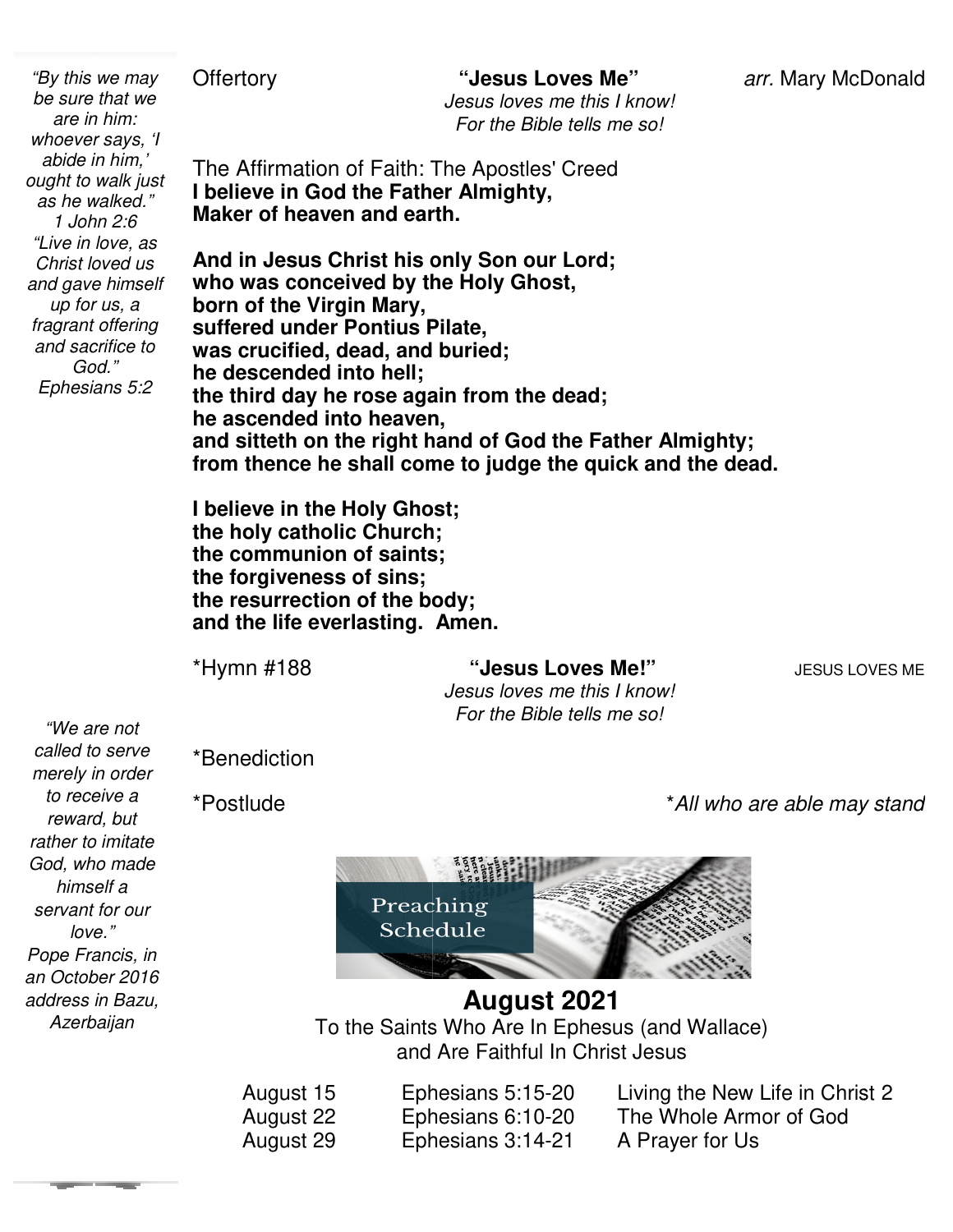*"By this we may be sure that we are in him: whoever says, 'I abide in him,' ought to walk just as he walked."*
*1 John 2:6*

*"Live in love, as Christ loved us and gave himself up for us, a fragrant offering and sacrifice to God."*
*Ephesians 5:2*

Offertory **"Jesus Loves Me"** *arr.* Mary McDonald

*Jesus loves me this I know!*
*For the Bible tells me so!*

The Affirmation of Faith: The Apostles' Creed

**I believe in God the Father Almighty,**
**Maker of heaven and earth.**

**And in Jesus Christ his only Son our Lord;**
**who was conceived by the Holy Ghost,**
**born of the Virgin Mary,**
**suffered under Pontius Pilate,**
**was crucified, dead, and buried;**
**he descended into hell;**
**the third day he rose again from the dead;**
**he ascended into heaven,**
**and sitteth on the right hand of God the Father Almighty;**
**from thence he shall come to judge the quick and the dead.**

**I believe in the Holy Ghost;**
**the holy catholic Church;**
**the communion of saints;**
**the forgiveness of sins;**
**the resurrection of the body;**
**and the life everlasting. Amen.**

*Hymn #188 **"Jesus Loves Me!"** JESUS LOVES ME

*Jesus loves me this I know!*
*For the Bible tells me so!*

*Benediction

*Postlude *\*All who are able may stand*

*"We are not called to serve merely in order to receive a reward, but rather to imitate God, who made himself a servant for our love."*
*Pope Francis, in an October 2016 address in Bazu, Azerbaijan*

Preaching Schedule

## August 2021

To the Saints Who Are In Ephesus (and Wallace)
and Are Faithful In Christ Jesus

| | | |
|---|---|---|
| August 15 | Ephesians 5:15-20 | Living the New Life in Christ 2 |
| August 22 | Ephesians 6:10-20 | The Whole Armor of God |
| August 29 | Ephesians 3:14-21 | A Prayer for Us |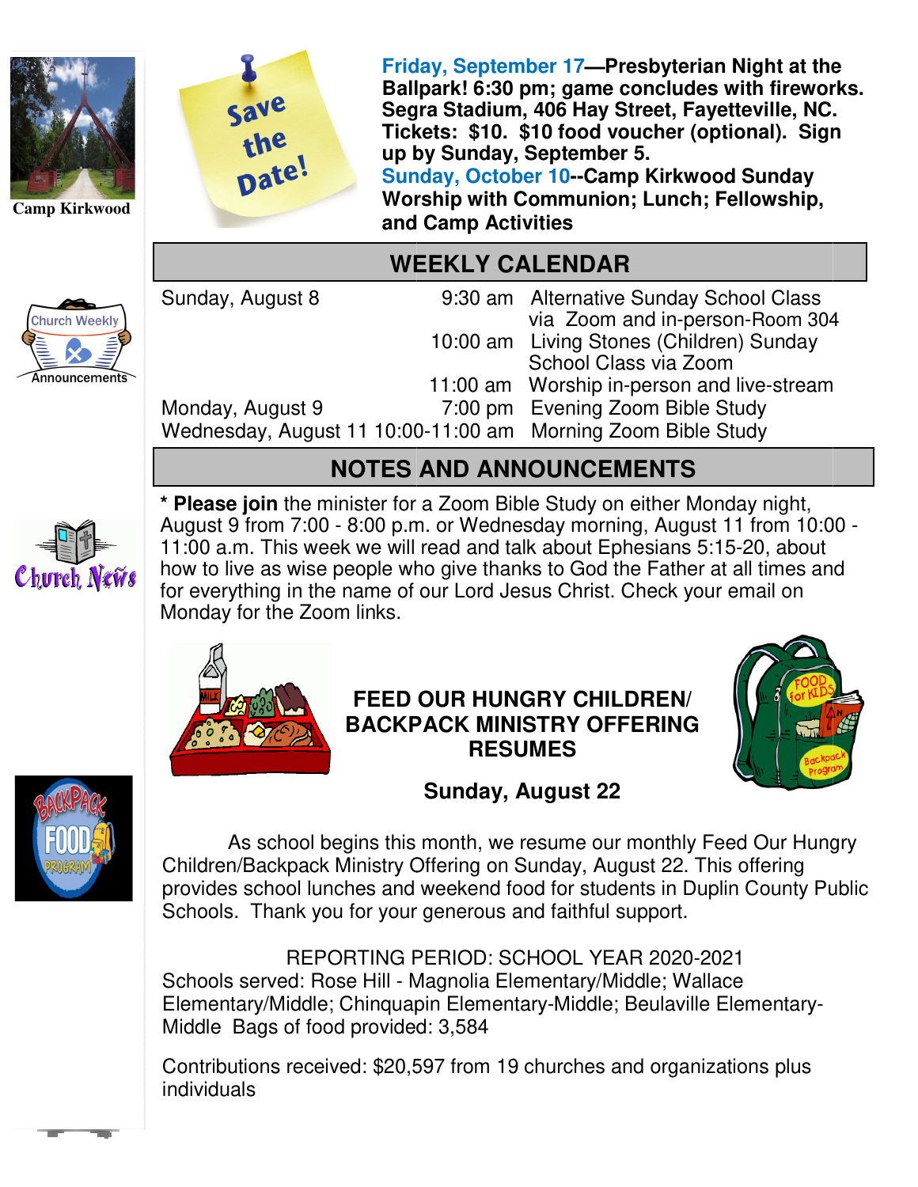Camp Kirkwood

Save the Date!

**Friday, September 17—Presbyterian Night at the Ballpark! 6:30 pm; game concludes with fireworks. Segra Stadium, 406 Hay Street, Fayetteville, NC. Tickets: $10. $10 food voucher (optional). Sign up by Sunday, September 5.**

**Sunday, October 10--Camp Kirkwood Sunday Worship with Communion; Lunch; Fellowship, and Camp Activities**

## WEEKLY CALENDAR

| | | |
|---|---|---|
| Sunday, August 8 | 9:30 am | Alternative Sunday School Class via Zoom and in-person-Room 304 |
| | 10:00 am | Living Stones (Children) Sunday School Class via Zoom |
| | 11:00 am | Worship in-person and live-stream |
| Monday, August 9 | 7:00 pm | Evening Zoom Bible Study |
| Wednesday, August 11 | 10:00-11:00 am | Morning Zoom Bible Study |

## NOTES AND ANNOUNCEMENTS

\* **Please join** the minister for a Zoom Bible Study on either Monday night, August 9 from 7:00 - 8:00 p.m. or Wednesday morning, August 11 from 10:00 - 11:00 a.m. This week we will read and talk about Ephesians 5:15-20, about how to live as wise people who give thanks to God the Father at all times and for everything in the name of our Lord Jesus Christ. Check your email on Monday for the Zoom links.

### FEED OUR HUNGRY CHILDREN/ BACKPACK MINISTRY OFFERING RESUMES

**Sunday, August 22**

As school begins this month, we resume our monthly Feed Our Hungry Children/Backpack Ministry Offering on Sunday, August 22. This offering provides school lunches and weekend food for students in Duplin County Public Schools. Thank you for your generous and faithful support.

REPORTING PERIOD: SCHOOL YEAR 2020-2021

Schools served: Rose Hill - Magnolia Elementary/Middle; Wallace Elementary/Middle; Chinquapin Elementary-Middle; Beulaville Elementary-Middle Bags of food provided: 3,584

Contributions received: $20,597 from 19 churches and organizations plus individuals